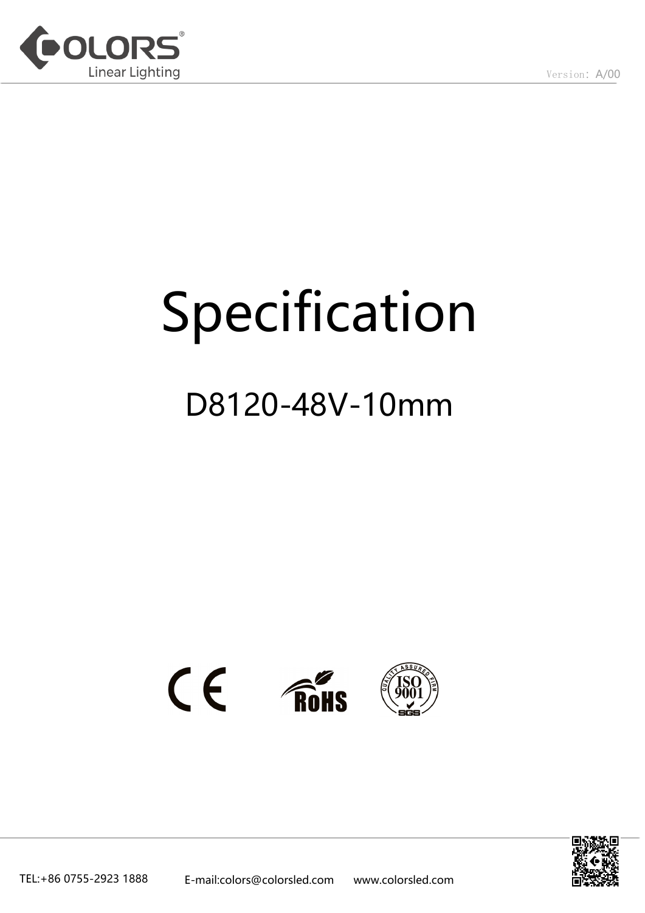Version: A/00

# Specification

## D8120-48V-10mm

TEL:+86 0755-2923 1888    E-mail:colors@colorsled.com    www.colorsled.com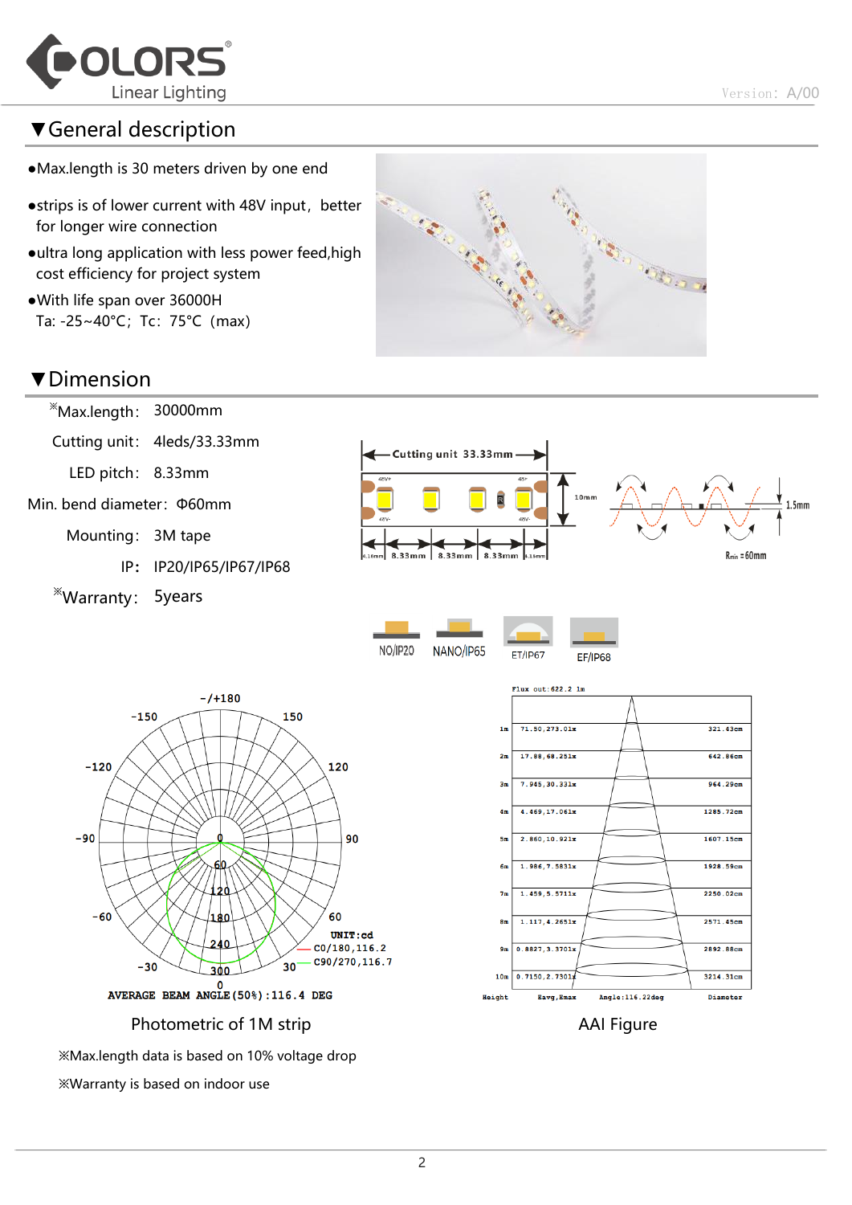## ▼General description

- Max.length is 30 meters driven by one end
- strips is of lower current with 48V input，better for longer wire connection
- ultra long application with less power feed,high cost efficiency for project system
- With life span over 36000H
  Ta: -25~40°C；Tc：75°C（max)

## ▼Dimension

| | |
|---|---|
| ※Max.length： | 30000mm |
| Cutting unit： | 4leds/33.33mm |
| LED pitch： | 8.33mm |
| Min. bend diameter： | Φ60mm |
| Mounting： | 3M tape |
| IP： | IP20/IP65/IP67/IP68 |
| ※Warranty： | 5years |

Cutting unit 33.33mm
48V+
48V-
10mm
4.16mm 8.33mm 8.33mm 8.33mm 4.16mm
1.5mm
$R_{min}$ =60mm

NO/IP20 NANO/IP65 ET/IP67 EF/IP68

-/+180
-150 150
-120 120
-90 90
-60 60
-30 30
0
60 120 180 240 300
UNIT:cd
C0/180,116.2
C90/270,116.7
AVERAGE BEAM ANGLE(50%):116.4 DEG

Photometric of 1M strip

Flux out:622.2 lm
1m 71.50,273.01x 321.43cm
2m 17.88,68.251x 642.86cm
3m 7.945,30.331x 964.29cm
4m 4.469,17.061x 1285.72cm
5m 2.860,10.921x 1607.15cm
6m 1.986,7.5831x 1928.59cm
7m 1.459,5.5711x 2250.02cm
8m 1.117,4.2651x 2571.45cm
9m 0.8827,3.3701x 2892.88cm
10m 0.7150,2.7301x 3214.31cm
Height Eavg,Emax Angle:116.22deg Diameter

AAI Figure

※Max.length data is based on 10% voltage drop

※Warranty is based on indoor use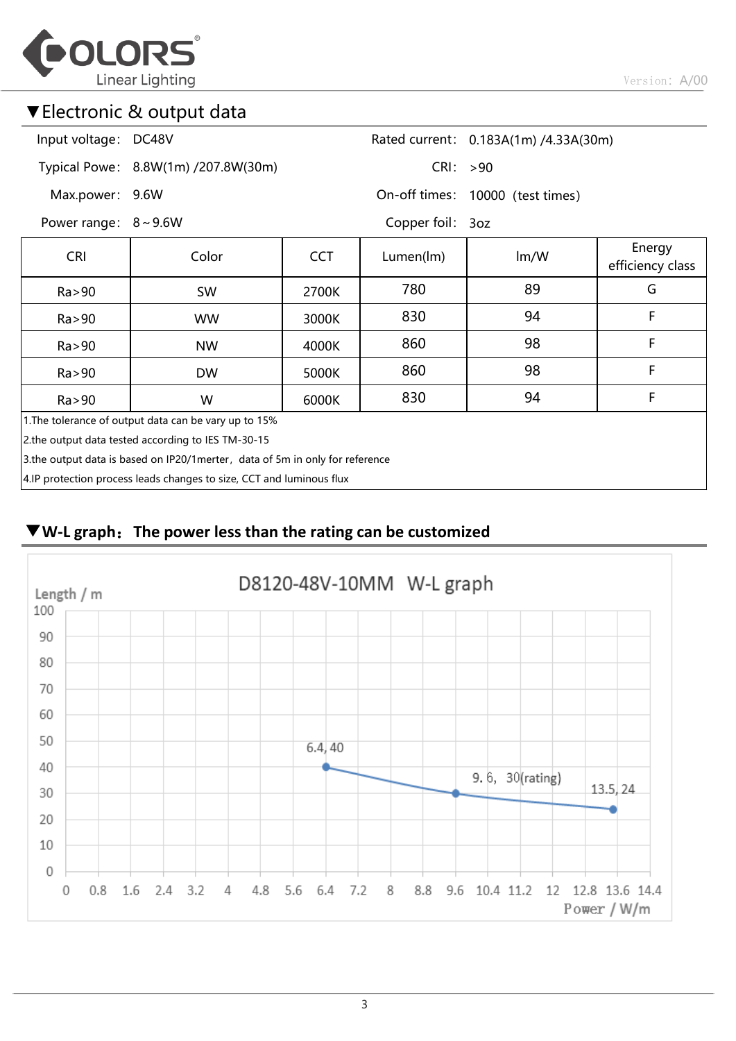## ▼Electronic & output data

Input voltage: DC48V

Rated current: 0.183A(1m) /4.33A(30m)

Typical Powe: 8.8W(1m) /207.8W(30m)

CRI: >90

Max.power: 9.6W

On-off times: 10000 (test times)

Power range: 8～9.6W

Copper foil: 3oz

| CRI | Color | CCT | Lumen(lm) | lm/W | Energy efficiency class |
|---|---|---|---|---|---|
| Ra>90 | SW | 2700K | 780 | 89 | G |
| Ra>90 | WW | 3000K | 830 | 94 | F |
| Ra>90 | NW | 4000K | 860 | 98 | F |
| Ra>90 | DW | 5000K | 860 | 98 | F |
| Ra>90 | W | 6000K | 830 | 94 | F |

1.The tolerance of output data can be vary up to 15%

2.the output data tested according to IES TM-30-15

3.the output data is based on IP20/1merter, data of 5m in only for reference

4.IP protection process leads changes to size, CCT and luminous flux

## ▼W-L graph: The power less than the rating can be customized

D8120-48V-10MM W-L graph

Length / m

100
90
80
70
60
50
40
30
20
10
0

0 0.8 1.6 2.4 3.2 4 4.8 5.6 6.4 7.2 8 8.8 9.6 10.4 11.2 12 12.8 13.6 14.4

Power / W/m

6.4, 40

9.6, 30(rating)

13.5, 24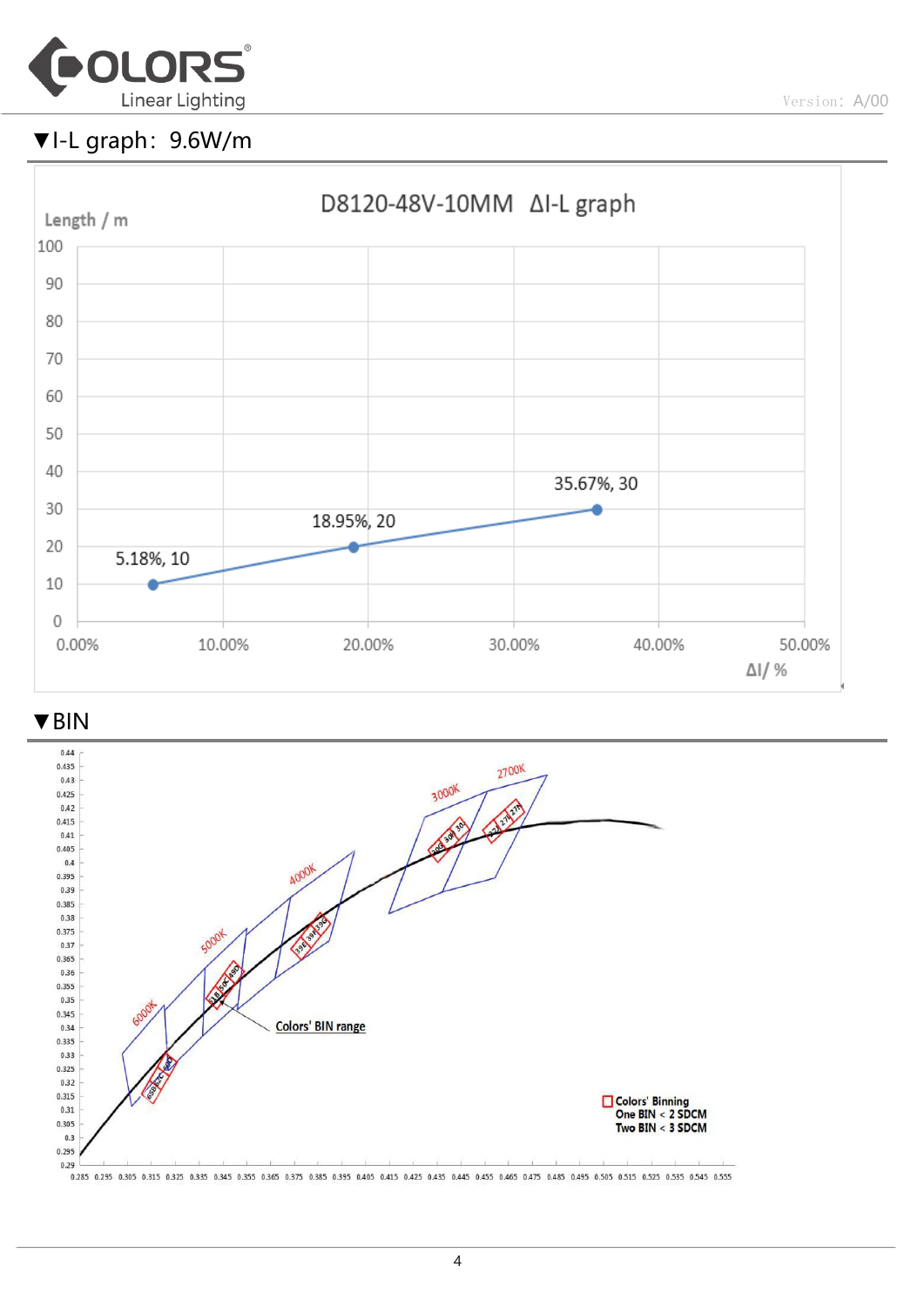## ▼I-L graph：9.6W/m

D8120-48V-10MM ΔI-L graph

Length / m

100
90
80
70
60
50
40
30
20
10
0

0.00% 10.00% 20.00% 30.00% 40.00% 50.00%

ΔI/ %

5.18%, 10

18.95%, 20

35.67%, 30

## ▼BIN

0.44 0.435 0.43 0.425 0.42 0.415 0.41 0.405 0.4 0.395 0.39 0.385 0.38 0.375 0.37 0.365 0.36 0.355 0.35 0.345 0.34 0.335 0.33 0.325 0.32 0.315 0.31 0.305 0.3 0.295 0.29

0.285 0.295 0.305 0.315 0.325 0.335 0.345 0.355 0.365 0.375 0.385 0.395 0.405 0.415 0.425 0.435 0.445 0.455 0.465 0.475 0.485 0.495 0.505 0.515 0.525 0.535 0.545 0.555

6000K

5000K

4000K

3000K

2700K

Colors' BIN range

Colors' Binning
One BIN < 2 SDCM
Two BIN < 3 SDCM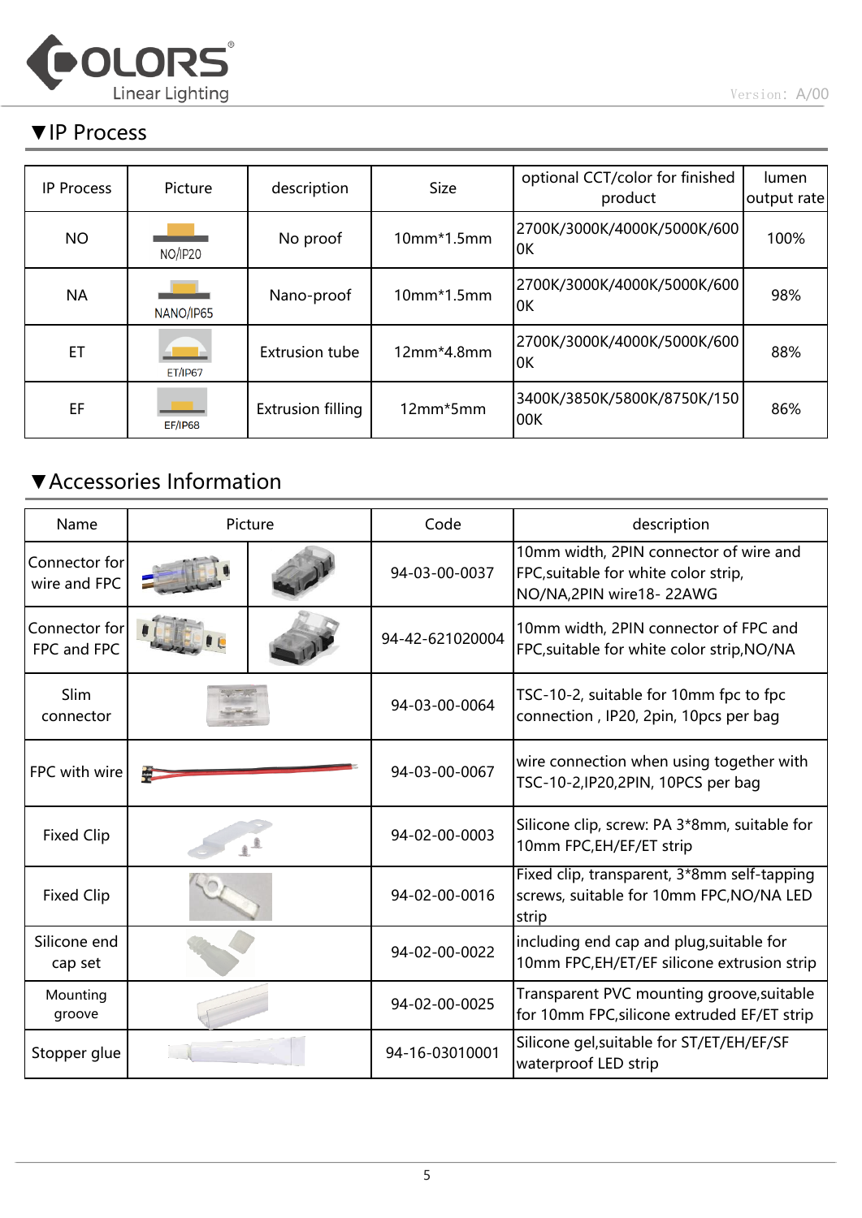## ▼IP Process

| IP Process | Picture | description | Size | optional CCT/color for finished product | lumen output rate |
|---|---|---|---|---|---|
| NO | NO/IP20 | No proof | 10mm*1.5mm | 2700K/3000K/4000K/5000K/6000K | 100% |
| NA | NANO/IP65 | Nano-proof | 10mm*1.5mm | 2700K/3000K/4000K/5000K/6000K | 98% |
| ET | ET/IP67 | Extrusion tube | 12mm*4.8mm | 2700K/3000K/4000K/5000K/6000K | 88% |
| EF | EF/IP68 | Extrusion filling | 12mm*5mm | 3400K/3850K/5800K/8750K/15000K | 86% |

## ▼Accessories Information

| Name | Picture | Code | description |
|---|---|---|---|
| Connector for wire and FPC | | 94-03-00-0037 | 10mm width, 2PIN connector of wire and FPC,suitable for white color strip, NO/NA,2PIN wire18- 22AWG |
| Connector for FPC and FPC | | 94-42-621020004 | 10mm width, 2PIN connector of FPC and FPC,suitable for white color strip,NO/NA |
| Slim connector | | 94-03-00-0064 | TSC-10-2, suitable for 10mm fpc to fpc connection , IP20, 2pin, 10pcs per bag |
| FPC with wire | | 94-03-00-0067 | wire connection when using together with TSC-10-2,IP20,2PIN, 10PCS per bag |
| Fixed Clip | | 94-02-00-0003 | Silicone clip, screw: PA 3*8mm, suitable for 10mm FPC,EH/EF/ET strip |
| Fixed Clip | | 94-02-00-0016 | Fixed clip, transparent, 3*8mm self-tapping screws, suitable for 10mm FPC,NO/NA LED strip |
| Silicone end cap set | | 94-02-00-0022 | including end cap and plug,suitable for 10mm FPC,EH/ET/EF silicone extrusion strip |
| Mounting groove | | 94-02-00-0025 | Transparent PVC mounting groove,suitable for 10mm FPC,silicone extruded EF/ET strip |
| Stopper glue | | 94-16-03010001 | Silicone gel,suitable for ST/ET/EH/EF/SF waterproof LED strip |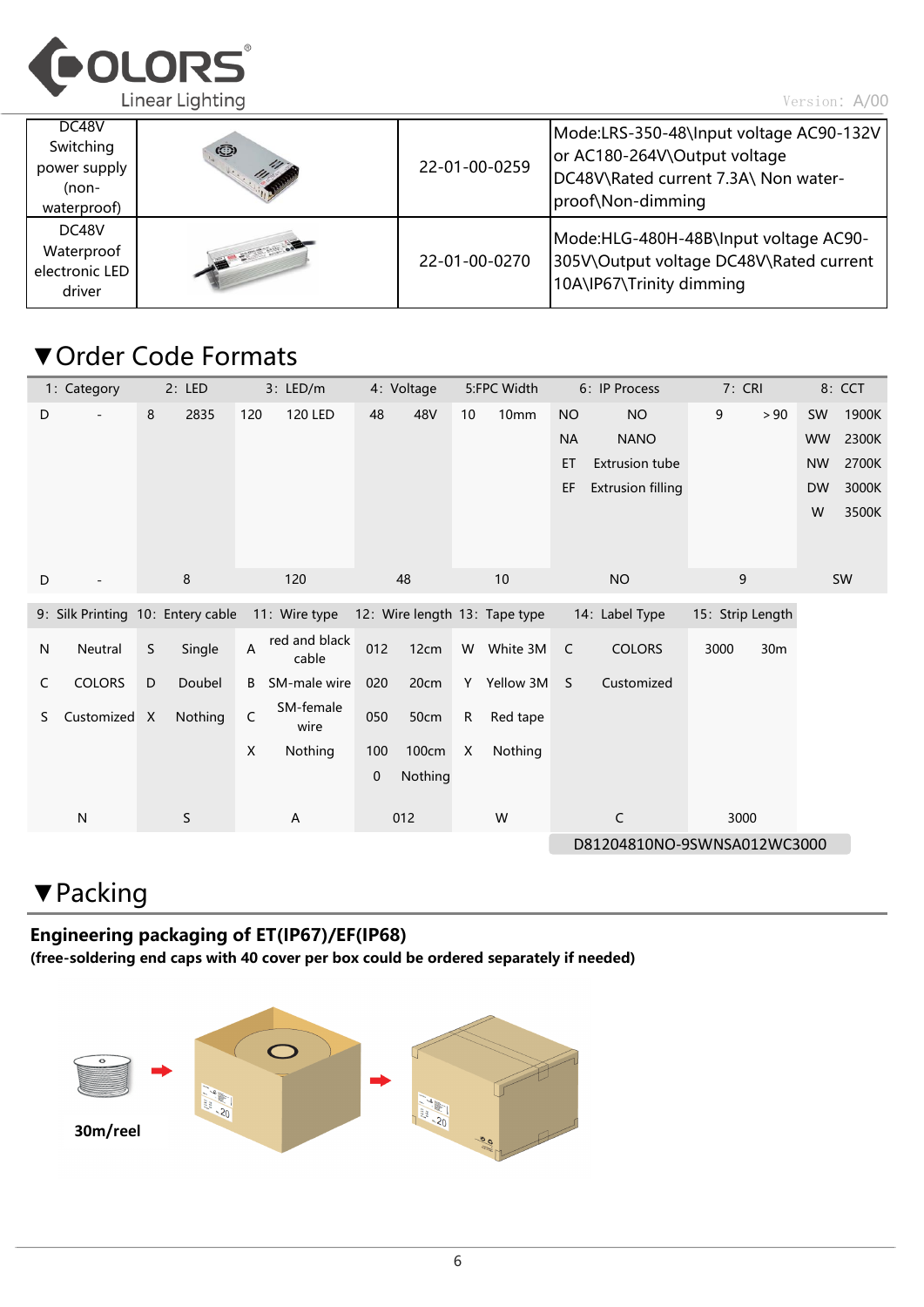| | | | |
|---|---|---|---|
| DC48V Switching power supply (non-waterproof) | | 22-01-00-0259 | Mode:LRS-350-48\Input voltage AC90-132V or AC180-264V\Output voltage DC48V\Rated current 7.3A\ Non water-proof\Non-dimming |
| DC48V Waterproof electronic LED driver | | 22-01-00-0270 | Mode:HLG-480H-48B\Input voltage AC90-305V\Output voltage DC48V\Rated current 10A\IP67\Trinity dimming |

## ▼Order Code Formats

| 1: Category | | 2: LED | | 3: LED/m | | 4: Voltage | | 5:FPC Width | | 6: IP Process | | 7: CRI | | 8: CCT | |
|---|---|---|---|---|---|---|---|---|---|---|---|---|---|---|---|
| D | - | 8 | 2835 | 120 | 120 LED | 48 | 48V | 10 | 10mm | NO | NO | 9 | ＞90 | SW | 1900K |
| | | | | | | | | | | NA | NANO | | | WW | 2300K |
| | | | | | | | | | | ET | Extrusion tube | | | NW | 2700K |
| | | | | | | | | | | EF | Extrusion filling | | | DW | 3000K |
| | | | | | | | | | | | | | | W | 3500K |
| D | - | 8 | | 120 | | 48 | | 10 | | NO | | 9 | | SW | |

| 9: Silk Printing | | 10: Entery cable | | 11: Wire type | | 12: Wire length | | 13: Tape type | | 14: Label Type | | 15: Strip Length | |
|---|---|---|---|---|---|---|---|---|---|---|---|---|---|
| N | Neutral | S | Single | A | red and black cable | 012 | 12cm | W | White 3M | C | COLORS | 3000 | 30m |
| C | COLORS | D | Doubel | B | SM-male wire | 020 | 20cm | Y | Yellow 3M | S | Customized | | |
| S | Customized | X | Nothing | C | SM-female wire | 050 | 50cm | R | Red tape | | | | |
| | | | | X | Nothing | 100 | 100cm | X | Nothing | | | | |
| | | | | | | 0 | Nothing | | | | | | |
| N | | S | | A | | 012 | | W | | C | | 3000 | |

D81204810NO-9SWNSA012WC3000

## ▼Packing

**Engineering packaging of ET(IP67)/EF(IP68)**

**(free-soldering end caps with 40 cover per box could be ordered separately if needed)**

**30m/reel**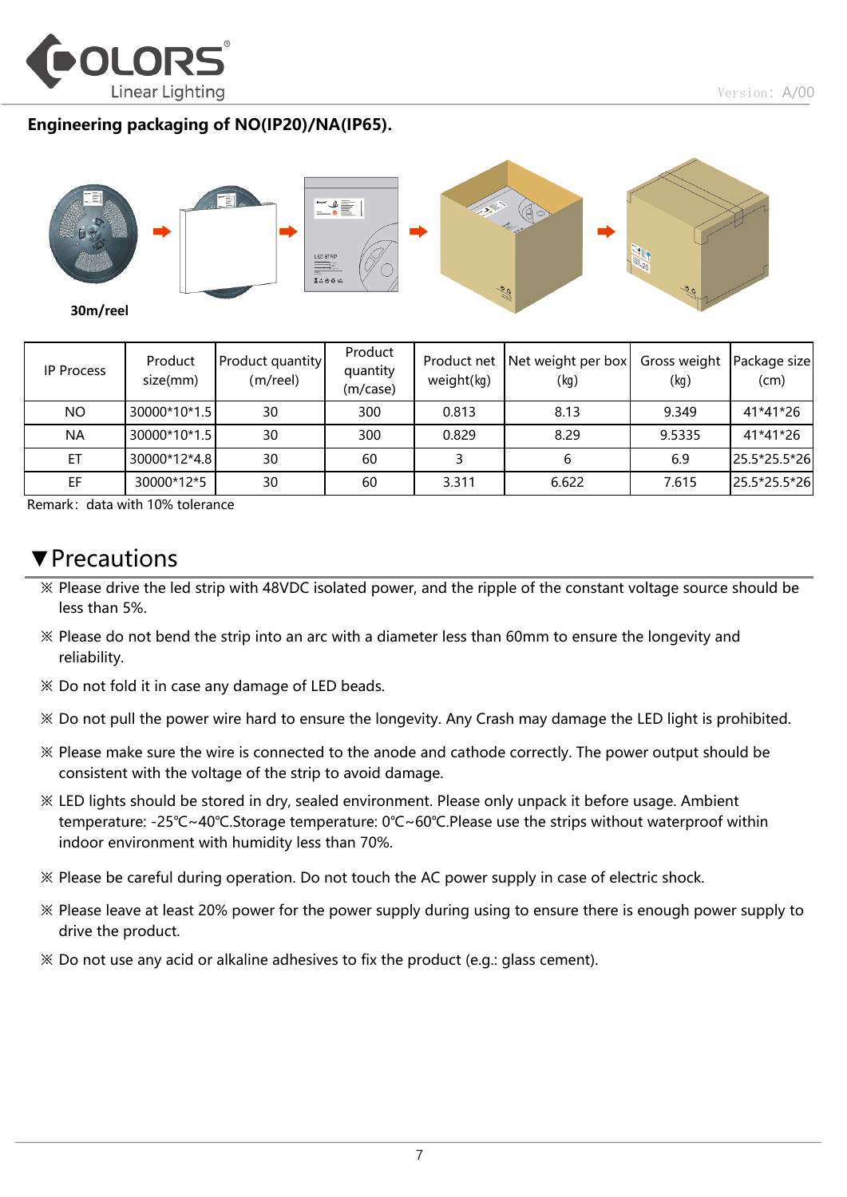## Engineering packaging of NO(IP20)/NA(IP65).

30m/reel

| IP Process | Product size(mm) | Product quantity (m/reel) | Product quantity (m/case) | Product net weight(kg) | Net weight per box (kg) | Gross weight (kg) | Package size (cm) |
|---|---|---|---|---|---|---|---|
| NO | 30000*10*1.5 | 30 | 300 | 0.813 | 8.13 | 9.349 | 41*41*26 |
| NA | 30000*10*1.5 | 30 | 300 | 0.829 | 8.29 | 9.5335 | 41*41*26 |
| ET | 30000*12*4.8 | 30 | 60 | 3 | 6 | 6.9 | 25.5*25.5*26 |
| EF | 30000*12*5 | 30 | 60 | 3.311 | 6.622 | 7.615 | 25.5*25.5*26 |

Remark：data with 10% tolerance

## ▼Precautions

- ※ Please drive the led strip with 48VDC isolated power, and the ripple of the constant voltage source should be less than 5%.
- ※ Please do not bend the strip into an arc with a diameter less than 60mm to ensure the longevity and reliability.
- ※ Do not fold it in case any damage of LED beads.
- ※ Do not pull the power wire hard to ensure the longevity. Any Crash may damage the LED light is prohibited.
- ※ Please make sure the wire is connected to the anode and cathode correctly. The power output should be consistent with the voltage of the strip to avoid damage.
- ※ LED lights should be stored in dry, sealed environment. Please only unpack it before usage. Ambient temperature: -25℃~40℃.Storage temperature: 0℃~60℃.Please use the strips without waterproof within indoor environment with humidity less than 70%.
- ※ Please be careful during operation. Do not touch the AC power supply in case of electric shock.
- ※ Please leave at least 20% power for the power supply during using to ensure there is enough power supply to drive the product.
- ※ Do not use any acid or alkaline adhesives to fix the product (e.g.: glass cement).